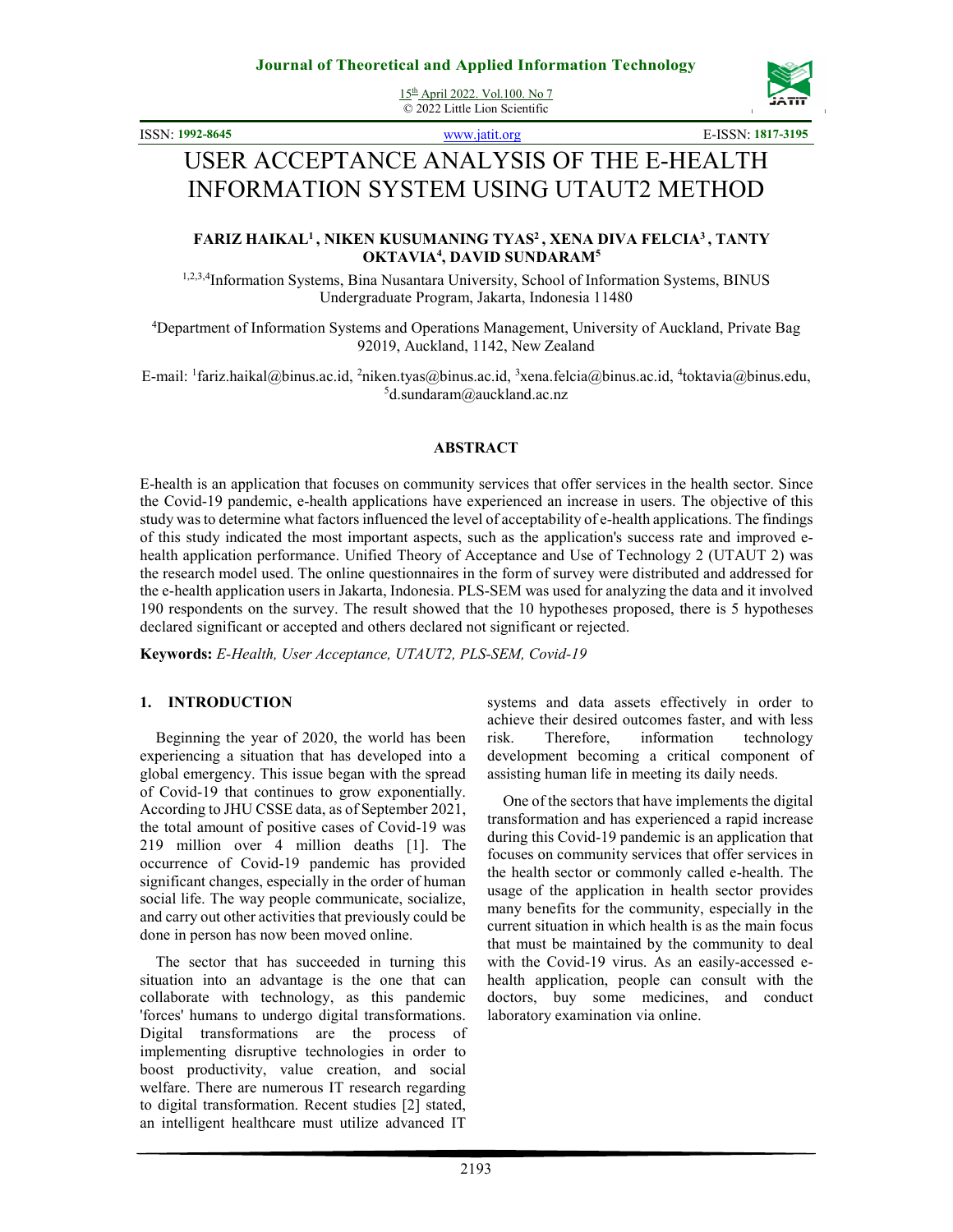# USER ACCEPTANCE ANALYSIS OF THE E-HEALTH INFORMATION SYSTEM USING UTAUT2 METHOD

**FARIZ HAIKAL[1], NIKEN KUSUMANING TYAS[2], XENA DIVA FELCIA[3], TANTY OKTAVIA[4], DAVID SUNDARAM[5]**

[1,2,3,4]Information Systems, Bina Nusantara University, School of Information Systems, BINUS Undergraduate Program, Jakarta, Indonesia 11480

[4]Department of Information Systems and Operations Management, University of Auckland, Private Bag 92019, Auckland, 1142, New Zealand

E-mail: [1]fariz.haikal@binus.ac.id, [2]niken.tyas@binus.ac.id, [3]xena.felcia@binus.ac.id, [4]toktavia@binus.edu, [5]d.sundaram@auckland.ac.nz

## ABSTRACT

E-health is an application that focuses on community services that offer services in the health sector. Since the Covid-19 pandemic, e-health applications have experienced an increase in users. The objective of this study was to determine what factors influenced the level of acceptability of e-health applications. The findings of this study indicated the most important aspects, such as the application's success rate and improved e-health application performance. Unified Theory of Acceptance and Use of Technology 2 (UTAUT 2) was the research model used. The online questionnaires in the form of survey were distributed and addressed for the e-health application users in Jakarta, Indonesia. PLS-SEM was used for analyzing the data and it involved 190 respondents on the survey. The result showed that the 10 hypotheses proposed, there is 5 hypotheses declared significant or accepted and others declared not significant or rejected.

**Keywords:** *E-Health, User Acceptance, UTAUT2, PLS-SEM, Covid-19*

## 1. INTRODUCTION

Beginning the year of 2020, the world has been experiencing a situation that has developed into a global emergency. This issue began with the spread of Covid-19 that continues to grow exponentially. According to JHU CSSE data, as of September 2021, the total amount of positive cases of Covid-19 was 219 million over 4 million deaths [1]. The occurrence of Covid-19 pandemic has provided significant changes, especially in the order of human social life. The way people communicate, socialize, and carry out other activities that previously could be done in person has now been moved online.

The sector that has succeeded in turning this situation into an advantage is the one that can collaborate with technology, as this pandemic 'forces' humans to undergo digital transformations. Digital transformations are the process of implementing disruptive technologies in order to boost productivity, value creation, and social welfare. There are numerous IT research regarding to digital transformation. Recent studies [2] stated, an intelligent healthcare must utilize advanced IT systems and data assets effectively in order to achieve their desired outcomes faster, and with less risk. Therefore, information technology development becoming a critical component of assisting human life in meeting its daily needs.

One of the sectors that have implements the digital transformation and has experienced a rapid increase during this Covid-19 pandemic is an application that focuses on community services that offer services in the health sector or commonly called e-health. The usage of the application in health sector provides many benefits for the community, especially in the current situation in which health is as the main focus that must be maintained by the community to deal with the Covid-19 virus. As an easily-accessed e-health application, people can consult with the doctors, buy some medicines, and conduct laboratory examination via online.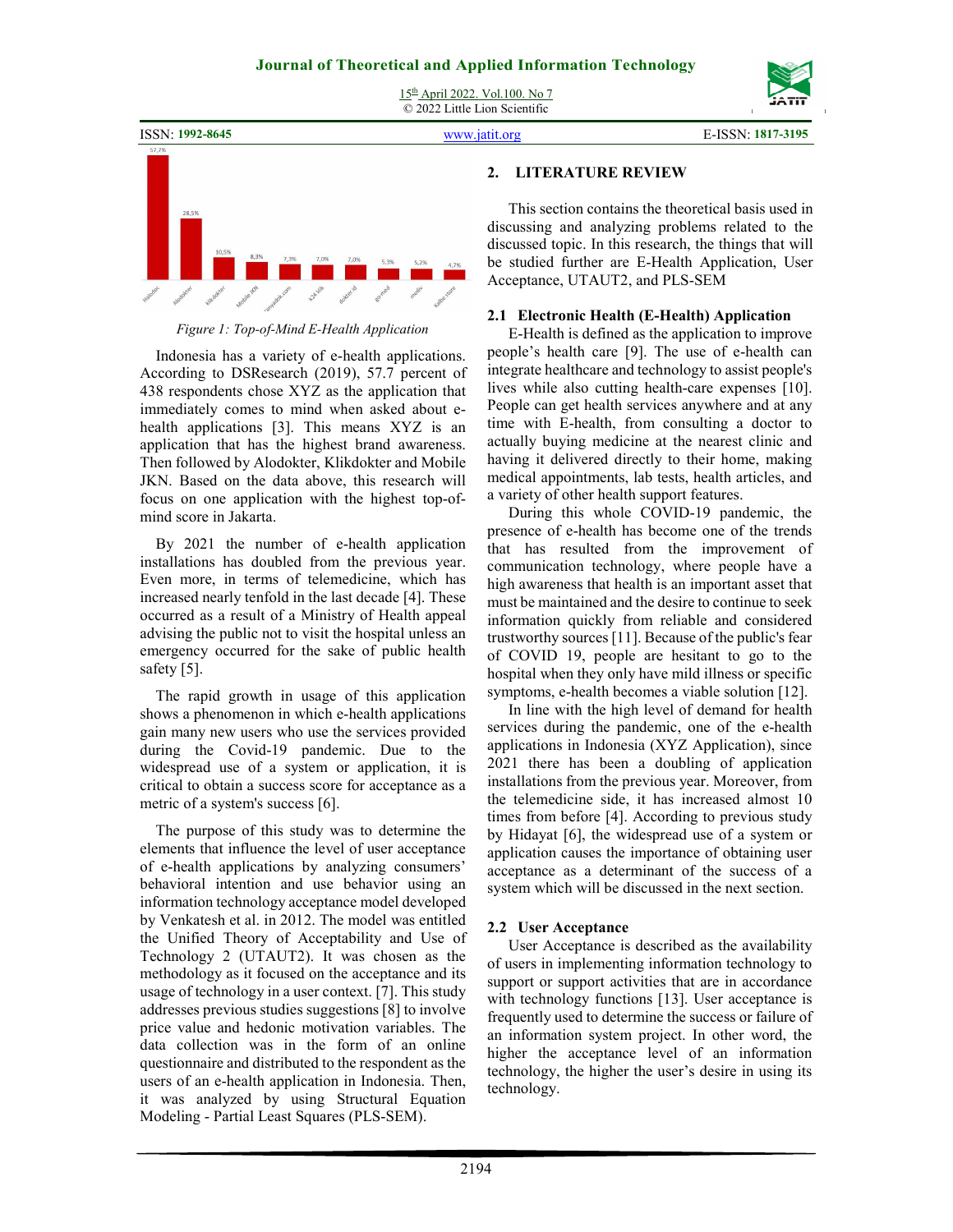*Figure 1: Top-of-Mind E-Health Application*

Indonesia has a variety of e-health applications. According to DSResearch (2019), 57.7 percent of 438 respondents chose XYZ as the application that immediately comes to mind when asked about e-health applications [3]. This means XYZ is an application that has the highest brand awareness. Then followed by Alodokter, Klikdokter and Mobile JKN. Based on the data above, this research will focus on one application with the highest top-of-mind score in Jakarta.

By 2021 the number of e-health application installations has doubled from the previous year. Even more, in terms of telemedicine, which has increased nearly tenfold in the last decade [4]. These occurred as a result of a Ministry of Health appeal advising the public not to visit the hospital unless an emergency occurred for the sake of public health safety [5].

The rapid growth in usage of this application shows a phenomenon in which e-health applications gain many new users who use the services provided during the Covid-19 pandemic. Due to the widespread use of a system or application, it is critical to obtain a success score for acceptance as a metric of a system's success [6].

The purpose of this study was to determine the elements that influence the level of user acceptance of e-health applications by analyzing consumers' behavioral intention and use behavior using an information technology acceptance model developed by Venkatesh et al. in 2012. The model was entitled the Unified Theory of Acceptability and Use of Technology 2 (UTAUT2). It was chosen as the methodology as it focused on the acceptance and its usage of technology in a user context. [7]. This study addresses previous studies suggestions [8] to involve price value and hedonic motivation variables. The data collection was in the form of an online questionnaire and distributed to the respondent as the users of an e-health application in Indonesia. Then, it was analyzed by using Structural Equation Modeling - Partial Least Squares (PLS-SEM).

## 2. LITERATURE REVIEW

This section contains the theoretical basis used in discussing and analyzing problems related to the discussed topic. In this research, the things that will be studied further are E-Health Application, User Acceptance, UTAUT2, and PLS-SEM

### 2.1 Electronic Health (E-Health) Application

E-Health is defined as the application to improve people's health care [9]. The use of e-health can integrate healthcare and technology to assist people's lives while also cutting health-care expenses [10]. People can get health services anywhere and at any time with E-health, from consulting a doctor to actually buying medicine at the nearest clinic and having it delivered directly to their home, making medical appointments, lab tests, health articles, and a variety of other health support features.

During this whole COVID-19 pandemic, the presence of e-health has become one of the trends that has resulted from the improvement of communication technology, where people have a high awareness that health is an important asset that must be maintained and the desire to continue to seek information quickly from reliable and considered trustworthy sources [11]. Because of the public's fear of COVID 19, people are hesitant to go to the hospital when they only have mild illness or specific symptoms, e-health becomes a viable solution [12].

In line with the high level of demand for health services during the pandemic, one of the e-health applications in Indonesia (XYZ Application), since 2021 there has been a doubling of application installations from the previous year. Moreover, from the telemedicine side, it has increased almost 10 times from before [4]. According to previous study by Hidayat [6], the widespread use of a system or application causes the importance of obtaining user acceptance as a determinant of the success of a system which will be discussed in the next section.

### 2.2 User Acceptance

User Acceptance is described as the availability of users in implementing information technology to support or support activities that are in accordance with technology functions [13]. User acceptance is frequently used to determine the success or failure of an information system project. In other word, the higher the acceptance level of an information technology, the higher the user's desire in using its technology.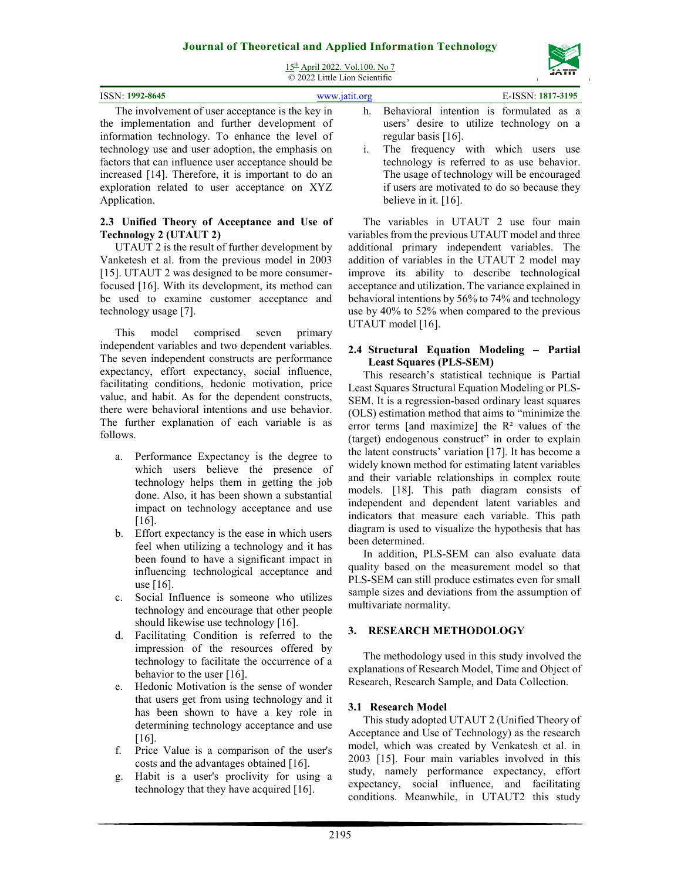The involvement of user acceptance is the key in the implementation and further development of information technology. To enhance the level of technology use and user adoption, the emphasis on factors that can influence user acceptance should be increased [14]. Therefore, it is important to do an exploration related to user acceptance on XYZ Application.

### 2.3 Unified Theory of Acceptance and Use of Technology 2 (UTAUT 2)

UTAUT 2 is the result of further development by Vanketesh et al. from the previous model in 2003 [15]. UTAUT 2 was designed to be more consumer-focused [16]. With its development, its method can be used to examine customer acceptance and technology usage [7].

This model comprised seven primary independent variables and two dependent variables. The seven independent constructs are performance expectancy, effort expectancy, social influence, facilitating conditions, hedonic motivation, price value, and habit. As for the dependent constructs, there were behavioral intentions and use behavior. The further explanation of each variable is as follows.

a. Performance Expectancy is the degree to which users believe the presence of technology helps them in getting the job done. Also, it has been shown a substantial impact on technology acceptance and use [16].
b. Effort expectancy is the ease in which users feel when utilizing a technology and it has been found to have a significant impact in influencing technological acceptance and use [16].
c. Social Influence is someone who utilizes technology and encourage that other people should likewise use technology [16].
d. Facilitating Condition is referred to the impression of the resources offered by technology to facilitate the occurrence of a behavior to the user [16].
e. Hedonic Motivation is the sense of wonder that users get from using technology and it has been shown to have a key role in determining technology acceptance and use [16].
f. Price Value is a comparison of the user's costs and the advantages obtained [16].
g. Habit is a user's proclivity for using a technology that they have acquired [16].
h. Behavioral intention is formulated as a users' desire to utilize technology on a regular basis [16].
i. The frequency with which users use technology is referred to as use behavior. The usage of technology will be encouraged if users are motivated to do so because they believe in it. [16].

The variables in UTAUT 2 use four main variables from the previous UTAUT model and three additional primary independent variables. The addition of variables in the UTAUT 2 model may improve its ability to describe technological acceptance and utilization. The variance explained in behavioral intentions by 56% to 74% and technology use by 40% to 52% when compared to the previous UTAUT model [16].

### 2.4 Structural Equation Modeling – Partial Least Squares (PLS-SEM)

This research's statistical technique is Partial Least Squares Structural Equation Modeling or PLS-SEM. It is a regression-based ordinary least squares (OLS) estimation method that aims to "minimize the error terms [and maximize] the $R^2$ values of the (target) endogenous construct" in order to explain the latent constructs' variation [17]. It has become a widely known method for estimating latent variables and their variable relationships in complex route models. [18]. This path diagram consists of independent and dependent latent variables and indicators that measure each variable. This path diagram is used to visualize the hypothesis that has been determined.

In addition, PLS-SEM can also evaluate data quality based on the measurement model so that PLS-SEM can still produce estimates even for small sample sizes and deviations from the assumption of multivariate normality.

## 3. RESEARCH METHODOLOGY

The methodology used in this study involved the explanations of Research Model, Time and Object of Research, Research Sample, and Data Collection.

### 3.1 Research Model

This study adopted UTAUT 2 (Unified Theory of Acceptance and Use of Technology) as the research model, which was created by Venkatesh et al. in 2003 [15]. Four main variables involved in this study, namely performance expectancy, effort expectancy, social influence, and facilitating conditions. Meanwhile, in UTAUT2 this study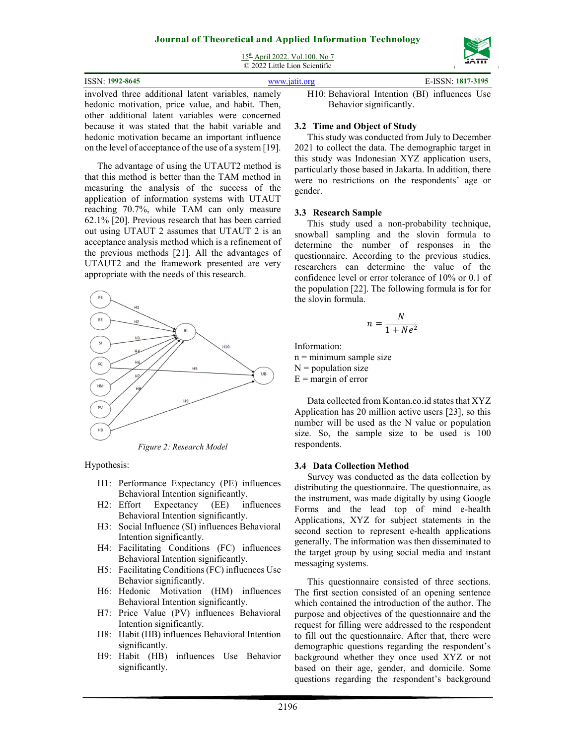involved three additional latent variables, namely hedonic motivation, price value, and habit. Then, other additional latent variables were concerned because it was stated that the habit variable and hedonic motivation became an important influence on the level of acceptance of the use of a system [19].

The advantage of using the UTAUT2 method is that this method is better than the TAM method in measuring the analysis of the success of the application of information systems with UTAUT reaching 70.7%, while TAM can only measure 62.1% [20]. Previous research that has been carried out using UTAUT 2 assumes that UTAUT 2 is an acceptance analysis method which is a refinement of the previous methods [21]. All the advantages of UTAUT2 and the framework presented are very appropriate with the needs of this research.

*Figure 2: Research Model*

Hypothesis:

- H1: Performance Expectancy (PE) influences Behavioral Intention significantly.
- H2: Effort Expectancy (EE) influences Behavioral Intention significantly.
- H3: Social Influence (SI) influences Behavioral Intention significantly.
- H4: Facilitating Conditions (FC) influences Behavioral Intention significantly.
- H5: Facilitating Conditions (FC) influences Use Behavior significantly.
- H6: Hedonic Motivation (HM) influences Behavioral Intention significantly.
- H7: Price Value (PV) influences Behavioral Intention significantly.
- H8: Habit (HB) influences Behavioral Intention significantly.
- H9: Habit (HB) influences Use Behavior significantly.
- H10: Behavioral Intention (BI) influences Use Behavior significantly.

### 3.2 Time and Object of Study

This study was conducted from July to December 2021 to collect the data. The demographic target in this study was Indonesian XYZ application users, particularly those based in Jakarta. In addition, there were no restrictions on the respondents' age or gender.

### 3.3 Research Sample

This study used a non-probability technique, snowball sampling and the slovin formula to determine the number of responses in the questionnaire. According to the previous studies, researchers can determine the value of the confidence level or error tolerance of 10% or 0.1 of the population [22]. The following formula is for for the slovin formula.

$$n = \frac{N}{1 + Ne^2}$$

Information:
n = minimum sample size
N = population size
E = margin of error

Data collected from Kontan.co.id states that XYZ Application has 20 million active users [23], so this number will be used as the N value or population size. So, the sample size to be used is 100 respondents.

### 3.4 Data Collection Method

Survey was conducted as the data collection by distributing the questionnaire. The questionnaire, as the instrument, was made digitally by using Google Forms and the lead top of mind e-health Applications, XYZ for subject statements in the second section to represent e-health applications generally. The information was then disseminated to the target group by using social media and instant messaging systems.

This questionnaire consisted of three sections. The first section consisted of an opening sentence which contained the introduction of the author. The purpose and objectives of the questionnaire and the request for filling were addressed to the respondent to fill out the questionnaire. After that, there were demographic questions regarding the respondent's background whether they once used XYZ or not based on their age, gender, and domicile. Some questions regarding the respondent's background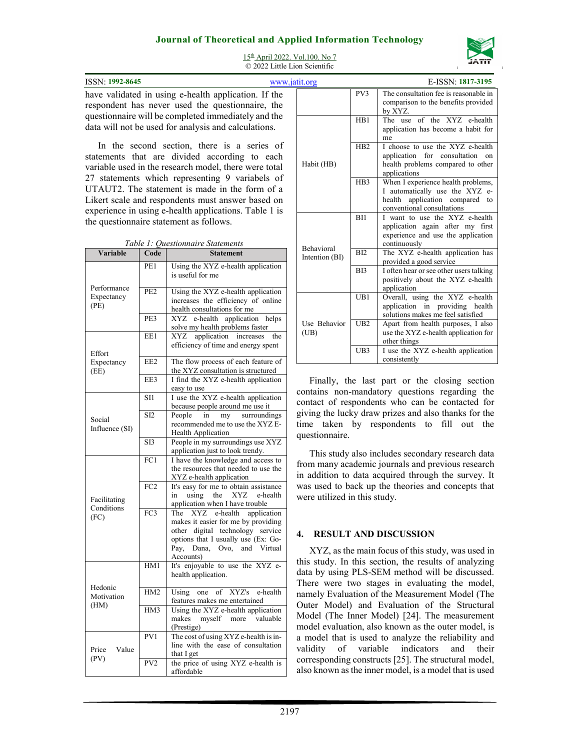have validated in using e-health application. If the respondent has never used the questionnaire, the questionnaire will be completed immediately and the data will not be used for analysis and calculations.

In the second section, there is a series of statements that are divided according to each variable used in the research model, there were total 27 statements which representing 9 variabels of UTAUT2. The statement is made in the form of a Likert scale and respondents must answer based on experience in using e-health applications. Table 1 is the questionnaire statement as follows.

*Table 1: Questionnaire Statements*

| Variable | Code | Statement |
|---|---|---|
| Performance Expectancy (PE) | PE1 | Using the XYZ e-health application is useful for me |
| | PE2 | Using the XYZ e-health application increases the efficiency of online health consultations for me |
| | PE3 | XYZ e-health application helps solve my health problems faster |
| Effort Expectancy (EE) | EE1 | XYZ application increases the efficiency of time and energy spent |
| | EE2 | The flow process of each feature of the XYZ consultation is structured |
| | EE3 | I find the XYZ e-health application easy to use |
| Social Influence (SI) | SI1 | I use the XYZ e-health application because people around me use it |
| | SI2 | People in my surroundings recommended me to use the XYZ E-Health Application |
| | SI3 | People in my surroundings use XYZ application just to look trendy. |
| Facilitating Conditions (FC) | FC1 | I have the knowledge and access to the resources that needed to use the XYZ e-health application |
| | FC2 | It's easy for me to obtain assistance in using the XYZ e-health application when I have trouble |
| | FC3 | The XYZ e-health application makes it easier for me by providing other digital technology service options that I usually use (Ex: Go-Pay, Dana, Ovo, and Virtual Accounts) |
| Hedonic Motivation (HM) | HM1 | It's enjoyable to use the XYZ e-health application. |
| | HM2 | Using one of XYZ's e-health features makes me entertained |
| | HM3 | Using the XYZ e-health application makes myself more valuable (Prestige) |
| Price Value (PV) | PV1 | The cost of using XYZ e-health is in-line with the ease of consultation that I get |
| | PV2 | the price of using XYZ e-health is affordable |
| | PV3 | The consultation fee is reasonable in comparison to the benefits provided by XYZ. |
| Habit (HB) | HB1 | The use of the XYZ e-health application has become a habit for me |
| | HB2 | I choose to use the XYZ e-health application for consultation on health problems compared to other applications |
| | HB3 | When I experience health problems, I automatically use the XYZ e-health application compared to conventional consultations |
| Behavioral Intention (BI) | BI1 | I want to use the XYZ e-health application again after my first experience and use the application continuously |
| | BI2 | The XYZ e-health application has provided a good service |
| | BI3 | I often hear or see other users talking positively about the XYZ e-health application |
| Use Behavior (UB) | UB1 | Overall, using the XYZ e-health application in providing health solutions makes me feel satisfied |
| | UB2 | Apart from health purposes, I also use the XYZ e-health application for other things |
| | UB3 | I use the XYZ e-health application consistently |

Finally, the last part or the closing section contains non-mandatory questions regarding the contact of respondents who can be contacted for giving the lucky draw prizes and also thanks for the time taken by respondents to fill out the questionnaire.

This study also includes secondary research data from many academic journals and previous research in addition to data acquired through the survey. It was used to back up the theories and concepts that were utilized in this study.

## 4. RESULT AND DISCUSSION

XYZ, as the main focus of this study, was used in this study. In this section, the results of analyzing data by using PLS-SEM method will be discussed. There were two stages in evaluating the model, namely Evaluation of the Measurement Model (The Outer Model) and Evaluation of the Structural Model (The Inner Model) [24]. The measurement model evaluation, also known as the outer model, is a model that is used to analyze the reliability and validity of variable indicators and their corresponding constructs [25]. The structural model, also known as the inner model, is a model that is used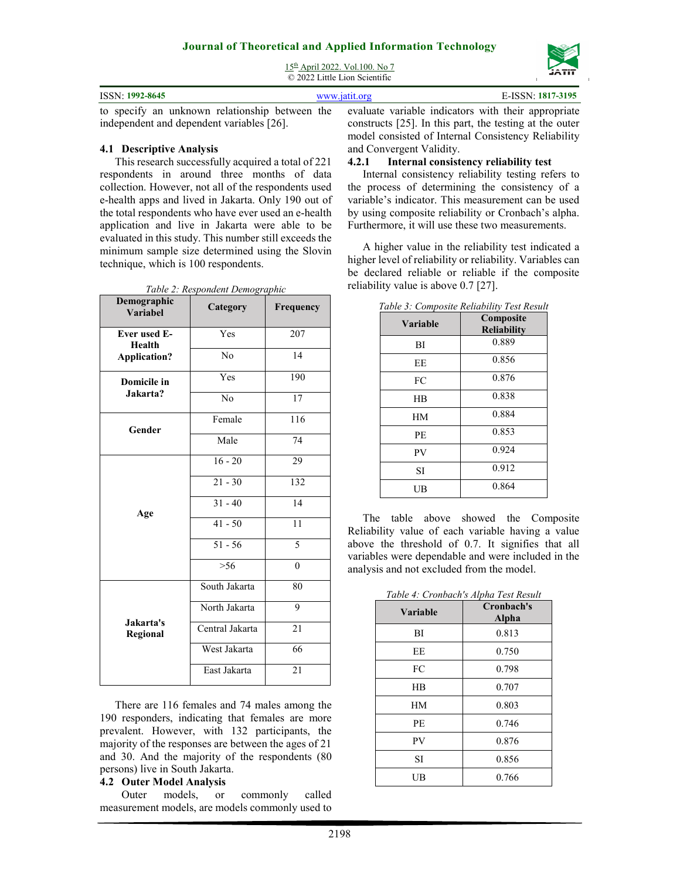to specify an unknown relationship between the independent and dependent variables [26].

### 4.1 Descriptive Analysis

This research successfully acquired a total of 221 respondents in around three months of data collection. However, not all of the respondents used e-health apps and lived in Jakarta. Only 190 out of the total respondents who have ever used an e-health application and live in Jakarta were able to be evaluated in this study. This number still exceeds the minimum sample size determined using the Slovin technique, which is 100 respondents.

*Table 2: Respondent Demographic*

| Demographic Variabel | Category | Frequency |
|---|---|---|
| Ever used E-Health Application? | Yes | 207 |
| | No | 14 |
| Domicile in Jakarta? | Yes | 190 |
| | No | 17 |
| Gender | Female | 116 |
| | Male | 74 |
| Age | 16 - 20 | 29 |
| | 21 - 30 | 132 |
| | 31 - 40 | 14 |
| | 41 - 50 | 11 |
| | 51 - 56 | 5 |
| | >56 | 0 |
| Jakarta's Regional | South Jakarta | 80 |
| | North Jakarta | 9 |
| | Central Jakarta | 21 |
| | West Jakarta | 66 |
| | East Jakarta | 21 |

There are 116 females and 74 males among the 190 responders, indicating that females are more prevalent. However, with 132 participants, the majority of the responses are between the ages of 21 and 30. And the majority of the respondents (80 persons) live in South Jakarta.

### 4.2 Outer Model Analysis

Outer models, or commonly called measurement models, are models commonly used to evaluate variable indicators with their appropriate constructs [25]. In this part, the testing at the outer model consisted of Internal Consistency Reliability and Convergent Validity.

#### 4.2.1 Internal consistency reliability test

Internal consistency reliability testing refers to the process of determining the consistency of a variable's indicator. This measurement can be used by using composite reliability or Cronbach's alpha. Furthermore, it will use these two measurements.

A higher value in the reliability test indicated a higher level of reliability or reliability. Variables can be declared reliable or reliable if the composite reliability value is above 0.7 [27].

*Table 3: Composite Reliability Test Result*

| Variable | Composite Reliability |
|---|---|
| BI | 0.889 |
| EE | 0.856 |
| FC | 0.876 |
| HB | 0.838 |
| HM | 0.884 |
| PE | 0.853 |
| PV | 0.924 |
| SI | 0.912 |
| UB | 0.864 |

The table above showed the Composite Reliability value of each variable having a value above the threshold of 0.7. It signifies that all variables were dependable and were included in the analysis and not excluded from the model.

*Table 4: Cronbach's Alpha Test Result*

| Variable | Cronbach's Alpha |
|---|---|
| BI | 0.813 |
| EE | 0.750 |
| FC | 0.798 |
| HB | 0.707 |
| HM | 0.803 |
| PE | 0.746 |
| PV | 0.876 |
| SI | 0.856 |
| UB | 0.766 |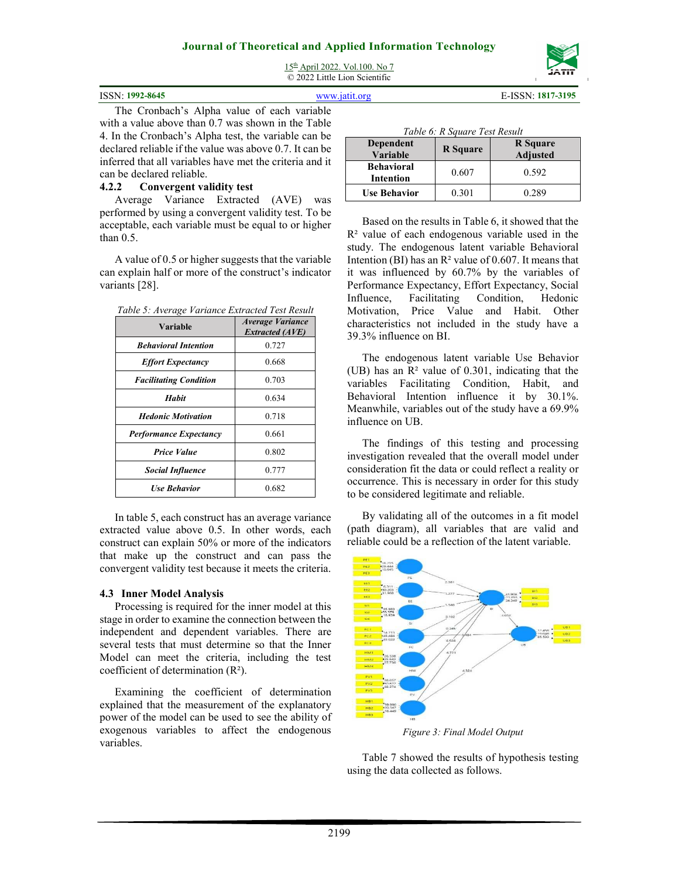The Cronbach's Alpha value of each variable with a value above than 0.7 was shown in the Table 4. In the Cronbach's Alpha test, the variable can be declared reliable if the value was above 0.7. It can be inferred that all variables have met the criteria and it can be declared reliable.

### 4.2.2 Convergent validity test

Average Variance Extracted (AVE) was performed by using a convergent validity test. To be acceptable, each variable must be equal to or higher than 0.5.

A value of 0.5 or higher suggests that the variable can explain half or more of the construct's indicator variants [28].

*Table 5: Average Variance Extracted Test Result*

| Variable | Average Variance Extracted (AVE) |
|---|---|
| *Behavioral Intention* | 0.727 |
| *Effort Expectancy* | 0.668 |
| *Facilitating Condition* | 0.703 |
| *Habit* | 0.634 |
| *Hedonic Motivation* | 0.718 |
| *Performance Expectancy* | 0.661 |
| *Price Value* | 0.802 |
| *Social Influence* | 0.777 |
| *Use Behavior* | 0.682 |

In table 5, each construct has an average variance extracted value above 0.5. In other words, each construct can explain 50% or more of the indicators that make up the construct and can pass the convergent validity test because it meets the criteria.

## 4.3 Inner Model Analysis

Processing is required for the inner model at this stage in order to examine the connection between the independent and dependent variables. There are several tests that must determine so that the Inner Model can meet the criteria, including the test coefficient of determination ($R^2$).

Examining the coefficient of determination explained that the measurement of the explanatory power of the model can be used to see the ability of exogenous variables to affect the endogenous variables.

*Table 6: R Square Test Result*

| Dependent Variable | R Square | R Square Adjusted |
|---|---|---|
| Behavioral Intention | 0.607 | 0.592 |
| Use Behavior | 0.301 | 0.289 |

Based on the results in Table 6, it showed that the $R^2$ value of each endogenous variable used in the study. The endogenous latent variable Behavioral Intention (BI) has an $R^2$ value of 0.607. It means that it was influenced by 60.7% by the variables of Performance Expectancy, Effort Expectancy, Social Influence, Facilitating Condition, Hedonic Motivation, Price Value and Habit. Other characteristics not included in the study have a 39.3% influence on BI.

The endogenous latent variable Use Behavior (UB) has an $R^2$ value of 0.301, indicating that the variables Facilitating Condition, Habit, and Behavioral Intention influence it by 30.1%. Meanwhile, variables out of the study have a 69.9% influence on UB.

The findings of this testing and processing investigation revealed that the overall model under consideration fit the data or could reflect a reality or occurrence. This is necessary in order for this study to be considered legitimate and reliable.

By validating all of the outcomes in a fit model (path diagram), all variables that are valid and reliable could be a reflection of the latent variable.

*Figure 3: Final Model Output*

Table 7 showed the results of hypothesis testing using the data collected as follows.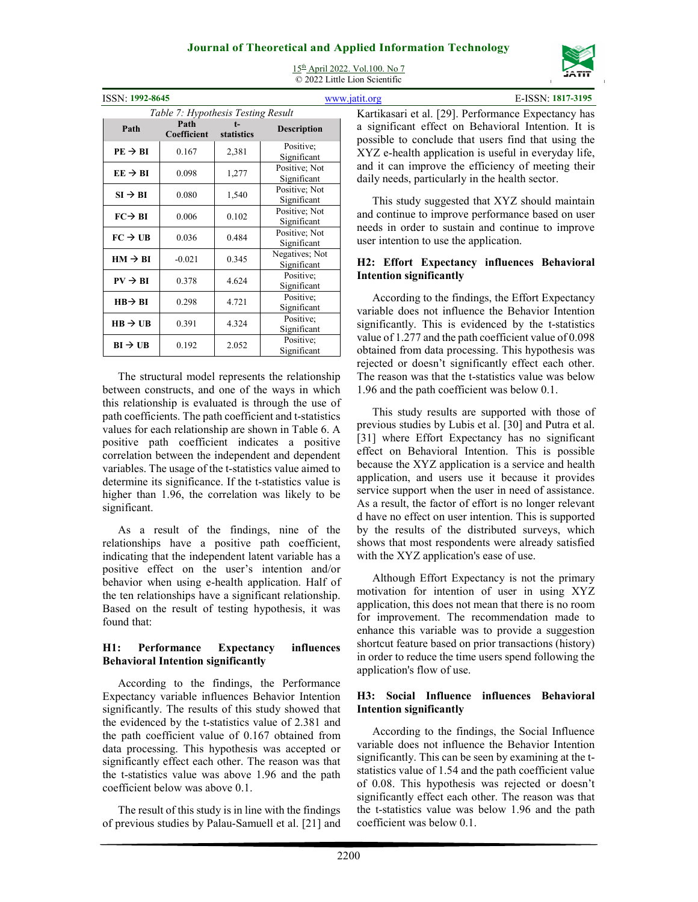*Table 7: Hypothesis Testing Result*

| Path | Path Coefficient | t-statistics | Description |
|---|---|---|---|
| **PE → BI** | 0.167 | 2,381 | Positive; Significant |
| **EE → BI** | 0.098 | 1,277 | Positive; Not Significant |
| **SI → BI** | 0.080 | 1,540 | Positive; Not Significant |
| **FC→ BI** | 0.006 | 0.102 | Positive; Not Significant |
| **FC → UB** | 0.036 | 0.484 | Positive; Not Significant |
| **HM → BI** | -0.021 | 0.345 | Negatives; Not Significant |
| **PV → BI** | 0.378 | 4.624 | Positive; Significant |
| **HB→ BI** | 0.298 | 4.721 | Positive; Significant |
| **HB → UB** | 0.391 | 4.324 | Positive; Significant |
| **BI → UB** | 0.192 | 2.052 | Positive; Significant |

The structural model represents the relationship between constructs, and one of the ways in which this relationship is evaluated is through the use of path coefficients. The path coefficient and t-statistics values for each relationship are shown in Table 6. A positive path coefficient indicates a positive correlation between the independent and dependent variables. The usage of the t-statistics value aimed to determine its significance. If the t-statistics value is higher than 1.96, the correlation was likely to be significant.

As a result of the findings, nine of the relationships have a positive path coefficient, indicating that the independent latent variable has a positive effect on the user's intention and/or behavior when using e-health application. Half of the ten relationships have a significant relationship. Based on the result of testing hypothesis, it was found that:

### H1: Performance Expectancy influences Behavioral Intention significantly

According to the findings, the Performance Expectancy variable influences Behavior Intention significantly. The results of this study showed that the evidenced by the t-statistics value of 2.381 and the path coefficient value of 0.167 obtained from data processing. This hypothesis was accepted or significantly effect each other. The reason was that the t-statistics value was above 1.96 and the path coefficient below was above 0.1.

The result of this study is in line with the findings of previous studies by Palau-Samuell et al. [21] and Kartikasari et al. [29]. Performance Expectancy has a significant effect on Behavioral Intention. It is possible to conclude that users find that using the XYZ e-health application is useful in everyday life, and it can improve the efficiency of meeting their daily needs, particularly in the health sector.

This study suggested that XYZ should maintain and continue to improve performance based on user needs in order to sustain and continue to improve user intention to use the application.

### H2: Effort Expectancy influences Behavioral Intention significantly

According to the findings, the Effort Expectancy variable does not influence the Behavior Intention significantly. This is evidenced by the t-statistics value of 1.277 and the path coefficient value of 0.098 obtained from data processing. This hypothesis was rejected or doesn't significantly effect each other. The reason was that the t-statistics value was below 1.96 and the path coefficient was below 0.1.

This study results are supported with those of previous studies by Lubis et al. [30] and Putra et al. [31] where Effort Expectancy has no significant effect on Behavioral Intention. This is possible because the XYZ application is a service and health application, and users use it because it provides service support when the user in need of assistance. As a result, the factor of effort is no longer relevant d have no effect on user intention. This is supported by the results of the distributed surveys, which shows that most respondents were already satisfied with the XYZ application's ease of use.

Although Effort Expectancy is not the primary motivation for intention of user in using XYZ application, this does not mean that there is no room for improvement. The recommendation made to enhance this variable was to provide a suggestion shortcut feature based on prior transactions (history) in order to reduce the time users spend following the application's flow of use.

### H3: Social Influence influences Behavioral Intention significantly

According to the findings, the Social Influence variable does not influence the Behavior Intention significantly. This can be seen by examining at the t-statistics value of 1.54 and the path coefficient value of 0.08. This hypothesis was rejected or doesn't significantly effect each other. The reason was that the t-statistics value was below 1.96 and the path coefficient was below 0.1.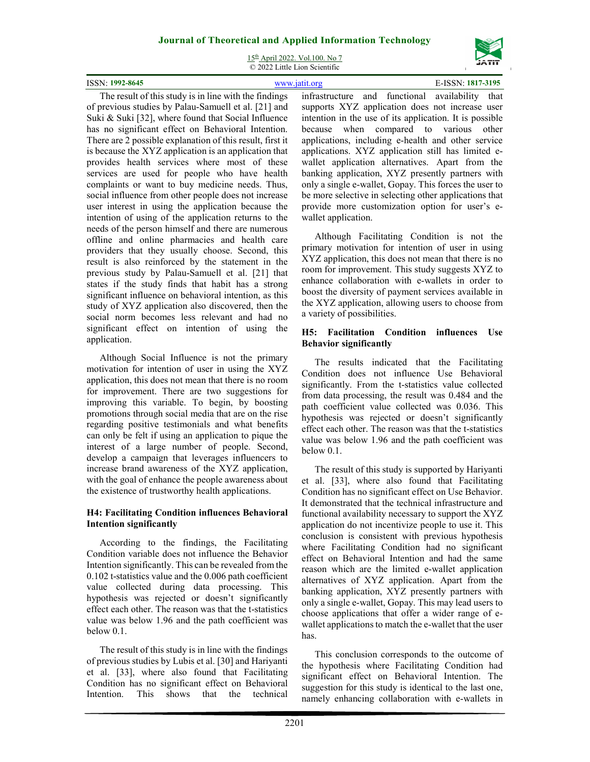The result of this study is in line with the findings of previous studies by Palau-Samuell et al. [21] and Suki & Suki [32], where found that Social Influence has no significant effect on Behavioral Intention. There are 2 possible explanation of this result, first it is because the XYZ application is an application that provides health services where most of these services are used for people who have health complaints or want to buy medicine needs. Thus, social influence from other people does not increase user interest in using the application because the intention of using of the application returns to the needs of the person himself and there are numerous offline and online pharmacies and health care providers that they usually choose. Second, this result is also reinforced by the statement in the previous study by Palau-Samuell et al. [21] that states if the study finds that habit has a strong significant influence on behavioral intention, as this study of XYZ application also discovered, then the social norm becomes less relevant and had no significant effect on intention of using the application.

Although Social Influence is not the primary motivation for intention of user in using the XYZ application, this does not mean that there is no room for improvement. There are two suggestions for improving this variable. To begin, by boosting promotions through social media that are on the rise regarding positive testimonials and what benefits can only be felt if using an application to pique the interest of a large number of people. Second, develop a campaign that leverages influencers to increase brand awareness of the XYZ application, with the goal of enhance the people awareness about the existence of trustworthy health applications.

### H4: Facilitating Condition influences Behavioral Intention significantly

According to the findings, the Facilitating Condition variable does not influence the Behavior Intention significantly. This can be revealed from the 0.102 t-statistics value and the 0.006 path coefficient value collected during data processing. This hypothesis was rejected or doesn't significantly effect each other. The reason was that the t-statistics value was below 1.96 and the path coefficient was below 0.1.

The result of this study is in line with the findings of previous studies by Lubis et al. [30] and Hariyanti et al. [33], where also found that Facilitating Condition has no significant effect on Behavioral Intention. This shows that the technical infrastructure and functional availability that supports XYZ application does not increase user intention in the use of its application. It is possible because when compared to various other applications, including e-health and other service applications. XYZ application still has limited e-wallet application alternatives. Apart from the banking application, XYZ presently partners with only a single e-wallet, Gopay. This forces the user to be more selective in selecting other applications that provide more customization option for user's e-wallet application.

Although Facilitating Condition is not the primary motivation for intention of user in using XYZ application, this does not mean that there is no room for improvement. This study suggests XYZ to enhance collaboration with e-wallets in order to boost the diversity of payment services available in the XYZ application, allowing users to choose from a variety of possibilities.

### H5: Facilitation Condition influences Use Behavior significantly

The results indicated that the Facilitating Condition does not influence Use Behavioral significantly. From the t-statistics value collected from data processing, the result was 0.484 and the path coefficient value collected was 0.036. This hypothesis was rejected or doesn't significantly effect each other. The reason was that the t-statistics value was below 1.96 and the path coefficient was below 0.1.

The result of this study is supported by Hariyanti et al. [33], where also found that Facilitating Condition has no significant effect on Use Behavior. It demonstrated that the technical infrastructure and functional availability necessary to support the XYZ application do not incentivize people to use it. This conclusion is consistent with previous hypothesis where Facilitating Condition had no significant effect on Behavioral Intention and had the same reason which are the limited e-wallet application alternatives of XYZ application. Apart from the banking application, XYZ presently partners with only a single e-wallet, Gopay. This may lead users to choose applications that offer a wider range of e-wallet applications to match the e-wallet that the user has.

This conclusion corresponds to the outcome of the hypothesis where Facilitating Condition had significant effect on Behavioral Intention. The suggestion for this study is identical to the last one, namely enhancing collaboration with e-wallets in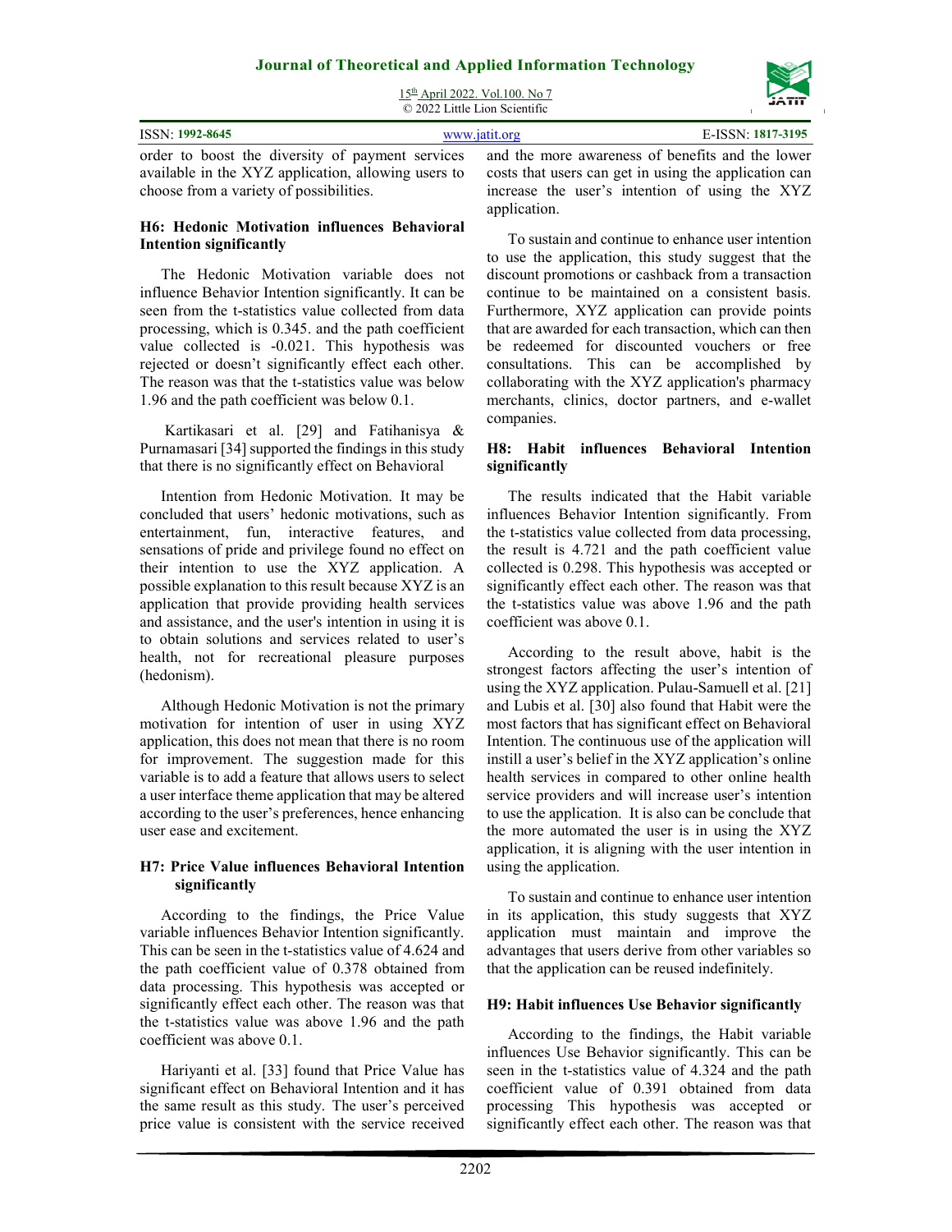order to boost the diversity of payment services available in the XYZ application, allowing users to choose from a variety of possibilities.

### H6: Hedonic Motivation influences Behavioral Intention significantly

The Hedonic Motivation variable does not influence Behavior Intention significantly. It can be seen from the t-statistics value collected from data processing, which is 0.345. and the path coefficient value collected is -0.021. This hypothesis was rejected or doesn't significantly effect each other. The reason was that the t-statistics value was below 1.96 and the path coefficient was below 0.1.

Kartikasari et al. [29] and Fatihanisya & Purnamasari [34] supported the findings in this study that there is no significantly effect on Behavioral Intention from Hedonic Motivation. It may be concluded that users' hedonic motivations, such as entertainment, fun, interactive features, and sensations of pride and privilege found no effect on their intention to use the XYZ application. A possible explanation to this result because XYZ is an application that provide providing health services and assistance, and the user's intention in using it is to obtain solutions and services related to user's health, not for recreational pleasure purposes (hedonism).

Although Hedonic Motivation is not the primary motivation for intention of user in using XYZ application, this does not mean that there is no room for improvement. The suggestion made for this variable is to add a feature that allows users to select a user interface theme application that may be altered according to the user's preferences, hence enhancing user ease and excitement.

### H7: Price Value influences Behavioral Intention significantly

According to the findings, the Price Value variable influences Behavior Intention significantly. This can be seen in the t-statistics value of 4.624 and the path coefficient value of 0.378 obtained from data processing. This hypothesis was accepted or significantly effect each other. The reason was that the t-statistics value was above 1.96 and the path coefficient was above 0.1.

Hariyanti et al. [33] found that Price Value has significant effect on Behavioral Intention and it has the same result as this study. The user's perceived price value is consistent with the service received and the more awareness of benefits and the lower costs that users can get in using the application can increase the user's intention of using the XYZ application.

To sustain and continue to enhance user intention to use the application, this study suggest that the discount promotions or cashback from a transaction continue to be maintained on a consistent basis. Furthermore, XYZ application can provide points that are awarded for each transaction, which can then be redeemed for discounted vouchers or free consultations. This can be accomplished by collaborating with the XYZ application's pharmacy merchants, clinics, doctor partners, and e-wallet companies.

### H8: Habit influences Behavioral Intention significantly

The results indicated that the Habit variable influences Behavior Intention significantly. From the t-statistics value collected from data processing, the result is 4.721 and the path coefficient value collected is 0.298. This hypothesis was accepted or significantly effect each other. The reason was that the t-statistics value was above 1.96 and the path coefficient was above 0.1.

According to the result above, habit is the strongest factors affecting the user's intention of using the XYZ application. Pulau-Samuell et al. [21] and Lubis et al. [30] also found that Habit were the most factors that has significant effect on Behavioral Intention. The continuous use of the application will instill a user's belief in the XYZ application's online health services in compared to other online health service providers and will increase user's intention to use the application. It is also can be conclude that the more automated the user is in using the XYZ application, it is aligning with the user intention in using the application.

To sustain and continue to enhance user intention in its application, this study suggests that XYZ application must maintain and improve the advantages that users derive from other variables so that the application can be reused indefinitely.

### H9: Habit influences Use Behavior significantly

According to the findings, the Habit variable influences Use Behavior significantly. This can be seen in the t-statistics value of 4.324 and the path coefficient value of 0.391 obtained from data processing This hypothesis was accepted or significantly effect each other. The reason was that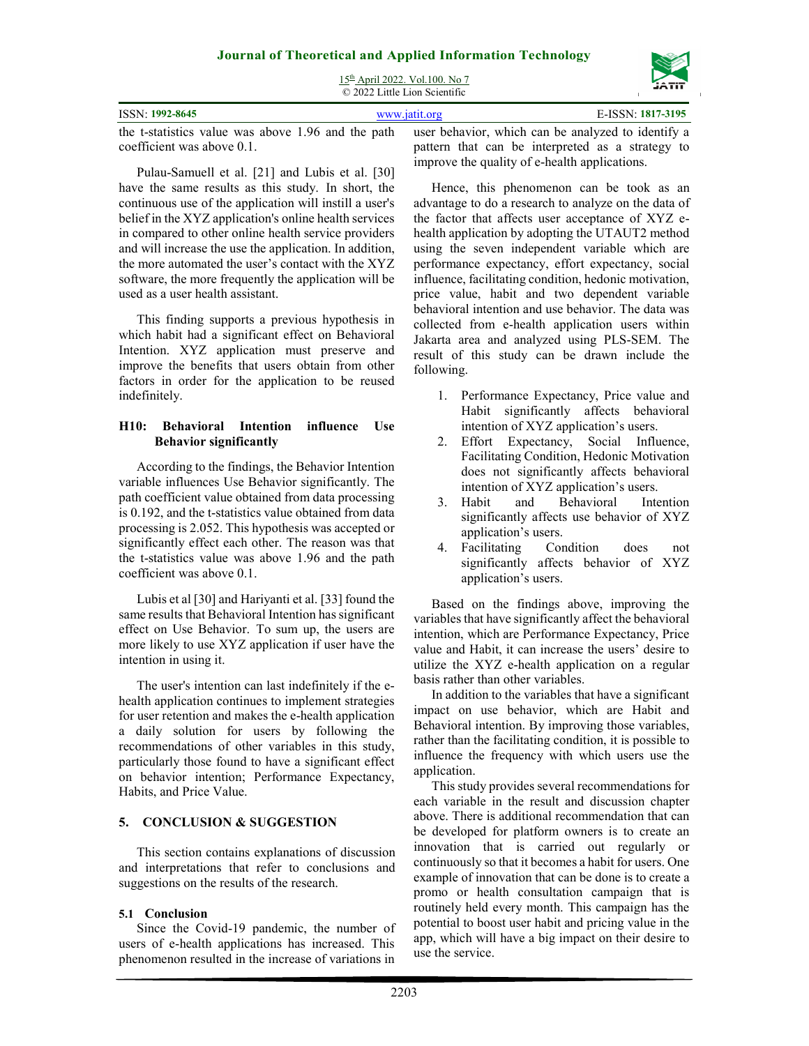the t-statistics value was above 1.96 and the path coefficient was above 0.1.

Pulau-Samuell et al. [21] and Lubis et al. [30] have the same results as this study. In short, the continuous use of the application will instill a user's belief in the XYZ application's online health services in compared to other online health service providers and will increase the use the application. In addition, the more automated the user's contact with the XYZ software, the more frequently the application will be used as a user health assistant.

This finding supports a previous hypothesis in which habit had a significant effect on Behavioral Intention. XYZ application must preserve and improve the benefits that users obtain from other factors in order for the application to be reused indefinitely.

**H10: Behavioral Intention influence Use Behavior significantly**

According to the findings, the Behavior Intention variable influences Use Behavior significantly. The path coefficient value obtained from data processing is 0.192, and the t-statistics value obtained from data processing is 2.052. This hypothesis was accepted or significantly effect each other. The reason was that the t-statistics value was above 1.96 and the path coefficient was above 0.1.

Lubis et al [30] and Hariyanti et al. [33] found the same results that Behavioral Intention has significant effect on Use Behavior. To sum up, the users are more likely to use XYZ application if user have the intention in using it.

The user's intention can last indefinitely if the e-health application continues to implement strategies for user retention and makes the e-health application a daily solution for users by following the recommendations of other variables in this study, particularly those found to have a significant effect on behavior intention; Performance Expectancy, Habits, and Price Value.

## 5. CONCLUSION & SUGGESTION

This section contains explanations of discussion and interpretations that refer to conclusions and suggestions on the results of the research.

### 5.1 Conclusion

Since the Covid-19 pandemic, the number of users of e-health applications has increased. This phenomenon resulted in the increase of variations in user behavior, which can be analyzed to identify a pattern that can be interpreted as a strategy to improve the quality of e-health applications.

Hence, this phenomenon can be took as an advantage to do a research to analyze on the data of the factor that affects user acceptance of XYZ e-health application by adopting the UTAUT2 method using the seven independent variable which are performance expectancy, effort expectancy, social influence, facilitating condition, hedonic motivation, price value, habit and two dependent variable behavioral intention and use behavior. The data was collected from e-health application users within Jakarta area and analyzed using PLS-SEM. The result of this study can be drawn include the following.

1. Performance Expectancy, Price value and Habit significantly affects behavioral intention of XYZ application's users.
2. Effort Expectancy, Social Influence, Facilitating Condition, Hedonic Motivation does not significantly affects behavioral intention of XYZ application's users.
3. Habit and Behavioral Intention significantly affects use behavior of XYZ application's users.
4. Facilitating Condition does not significantly affects behavior of XYZ application's users.

Based on the findings above, improving the variables that have significantly affect the behavioral intention, which are Performance Expectancy, Price value and Habit, it can increase the users' desire to utilize the XYZ e-health application on a regular basis rather than other variables.

In addition to the variables that have a significant impact on use behavior, which are Habit and Behavioral intention. By improving those variables, rather than the facilitating condition, it is possible to influence the frequency with which users use the application.

This study provides several recommendations for each variable in the result and discussion chapter above. There is additional recommendation that can be developed for platform owners is to create an innovation that is carried out regularly or continuously so that it becomes a habit for users. One example of innovation that can be done is to create a promo or health consultation campaign that is routinely held every month. This campaign has the potential to boost user habit and pricing value in the app, which will have a big impact on their desire to use the service.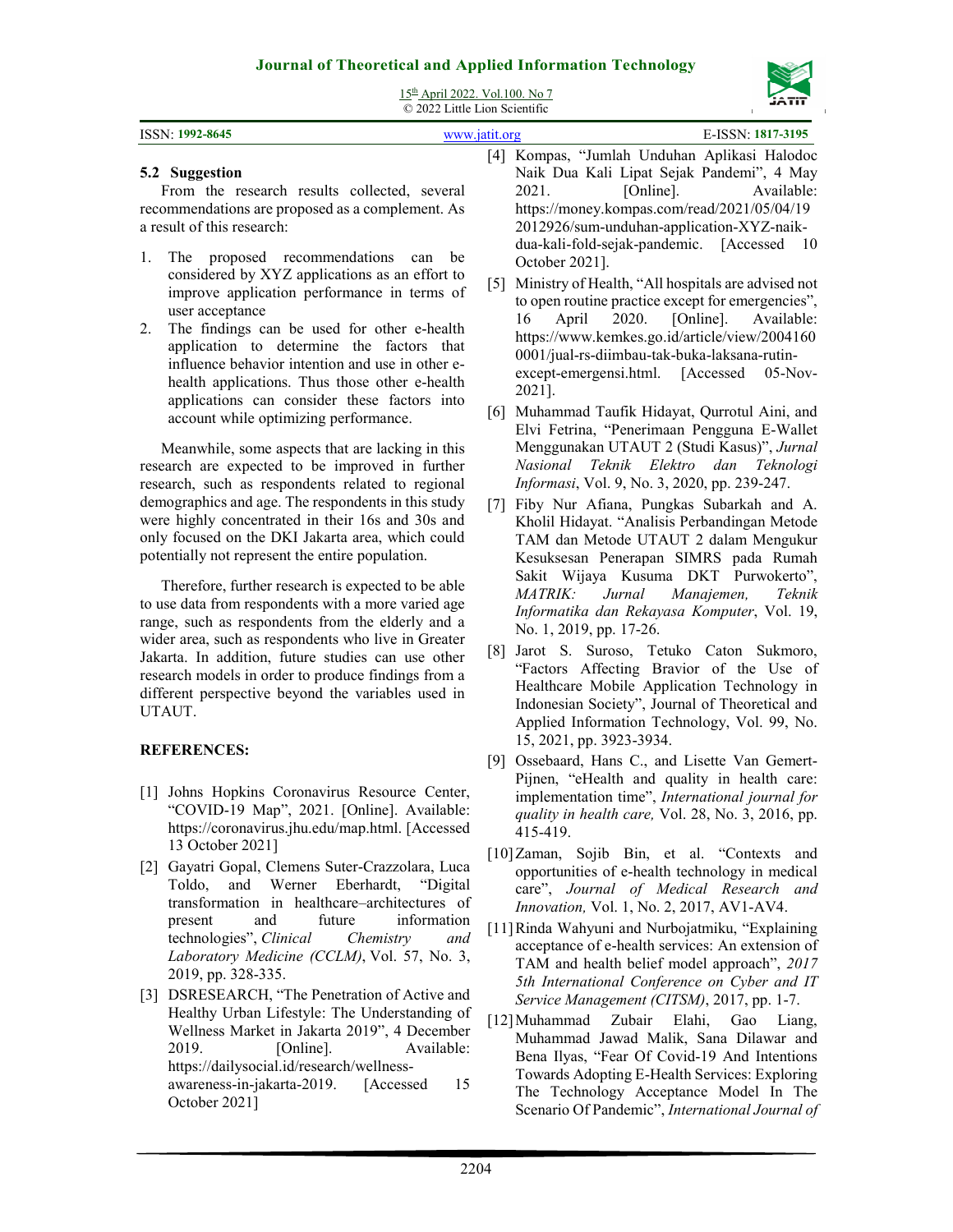### 5.2 Suggestion

From the research results collected, several recommendations are proposed as a complement. As a result of this research:

1. The proposed recommendations can be considered by XYZ applications as an effort to improve application performance in terms of user acceptance
2. The findings can be used for other e-health application to determine the factors that influence behavior intention and use in other e-health applications. Thus those other e-health applications can consider these factors into account while optimizing performance.

Meanwhile, some aspects that are lacking in this research are expected to be improved in further research, such as respondents related to regional demographics and age. The respondents in this study were highly concentrated in their 16s and 30s and only focused on the DKI Jakarta area, which could potentially not represent the entire population.

Therefore, further research is expected to be able to use data from respondents with a more varied age range, such as respondents from the elderly and a wider area, such as respondents who live in Greater Jakarta. In addition, future studies can use other research models in order to produce findings from a different perspective beyond the variables used in UTAUT.

## REFERENCES:

[1] Johns Hopkins Coronavirus Resource Center, "COVID-19 Map", 2021. [Online]. Available: https://coronavirus.jhu.edu/map.html. [Accessed 13 October 2021]

[2] Gayatri Gopal, Clemens Suter-Crazzolara, Luca Toldo, and Werner Eberhardt, "Digital transformation in healthcare–architectures of present and future information technologies", *Clinical Chemistry and Laboratory Medicine (CCLM)*, Vol. 57, No. 3, 2019, pp. 328-335.

[3] DSRESEARCH, "The Penetration of Active and Healthy Urban Lifestyle: The Understanding of Wellness Market in Jakarta 2019", 4 December 2019. [Online]. Available: https://dailysocial.id/research/wellness-awareness-in-jakarta-2019. [Accessed 15 October 2021]

[4] Kompas, "Jumlah Unduhan Aplikasi Halodoc Naik Dua Kali Lipat Sejak Pandemi", 4 May 2021. [Online]. Available: https://money.kompas.com/read/2021/05/04/192012926/sum-unduhan-application-XYZ-naik-dua-kali-fold-sejak-pandemic. [Accessed 10 October 2021].

[5] Ministry of Health, "All hospitals are advised not to open routine practice except for emergencies", 16 April 2020. [Online]. Available: https://www.kemkes.go.id/article/view/20041600001/jual-rs-diimbau-tak-buka-laksana-rutin-except-emergensi.html. [Accessed 05-Nov-2021].

[6] Muhammad Taufik Hidayat, Qurrotul Aini, and Elvi Fetrina, "Penerimaan Pengguna E-Wallet Menggunakan UTAUT 2 (Studi Kasus)", *Jurnal Nasional Teknik Elektro dan Teknologi Informasi*, Vol. 9, No. 3, 2020, pp. 239-247.

[7] Fiby Nur Afiana, Pungkas Subarkah and A. Kholil Hidayat. "Analisis Perbandingan Metode TAM dan Metode UTAUT 2 dalam Mengukur Kesuksesan Penerapan SIMRS pada Rumah Sakit Wijaya Kusuma DKT Purwokerto", *MATRIK: Jurnal Manajemen, Teknik Informatika dan Rekayasa Komputer*, Vol. 19, No. 1, 2019, pp. 17-26.

[8] Jarot S. Suroso, Tetuko Caton Sukmoro, "Factors Affecting Bravior of the Use of Healthcare Mobile Application Technology in Indonesian Society", Journal of Theoretical and Applied Information Technology, Vol. 99, No. 15, 2021, pp. 3923-3934.

[9] Ossebaard, Hans C., and Lisette Van Gemert-Pijnen, "eHealth and quality in health care: implementation time", *International journal for quality in health care,* Vol. 28, No. 3, 2016, pp. 415-419.

[10] Zaman, Sojib Bin, et al. "Contexts and opportunities of e-health technology in medical care", *Journal of Medical Research and Innovation,* Vol. 1, No. 2, 2017, AV1-AV4.

[11] Rinda Wahyuni and Nurbojatmiku, "Explaining acceptance of e-health services: An extension of TAM and health belief model approach", *2017 5th International Conference on Cyber and IT Service Management (CITSM)*, 2017, pp. 1-7.

[12] Muhammad Zubair Elahi, Gao Liang, Muhammad Jawad Malik, Sana Dilawar and Bena Ilyas, "Fear Of Covid-19 And Intentions Towards Adopting E-Health Services: Exploring The Technology Acceptance Model In The Scenario Of Pandemic", *International Journal of*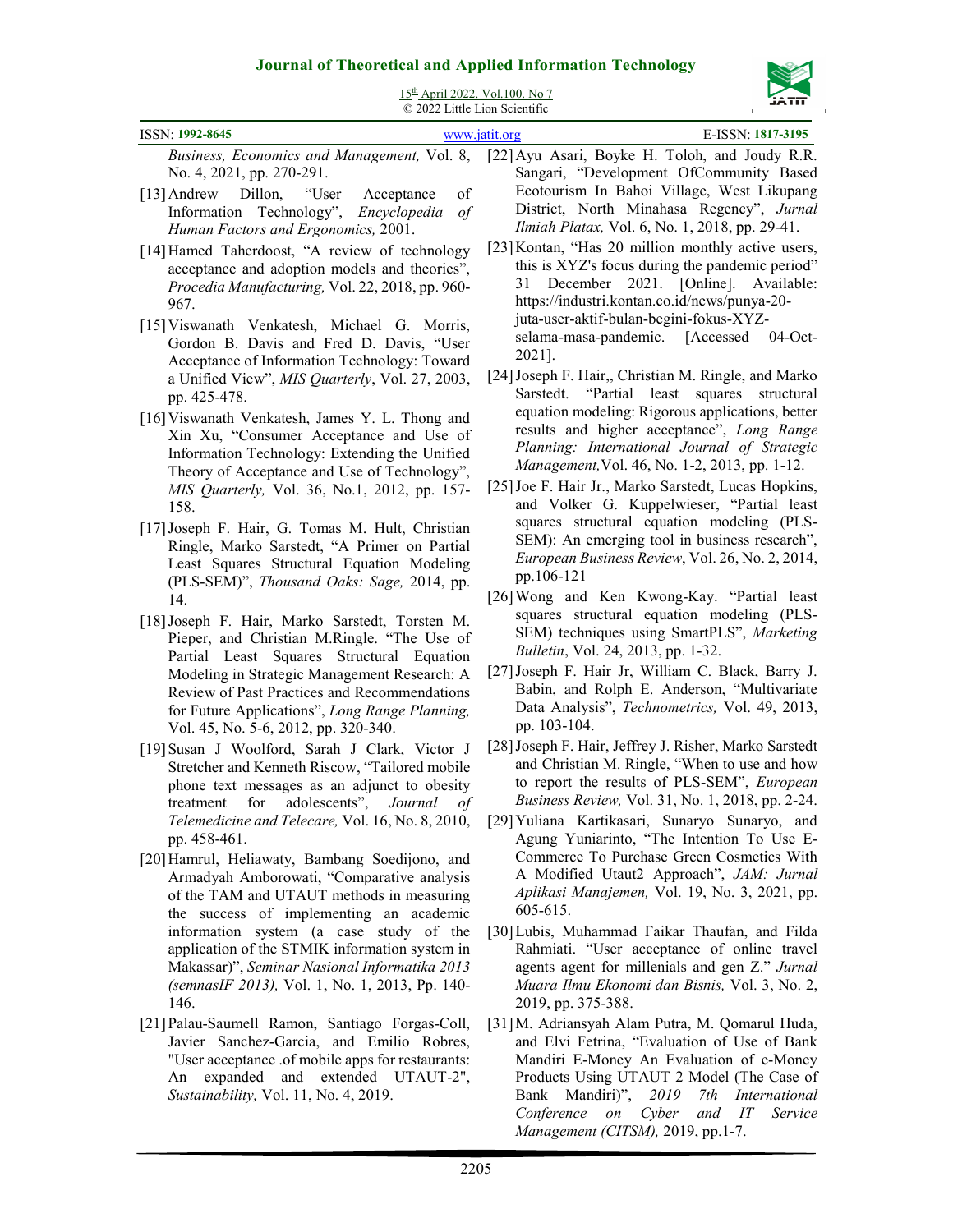*Business, Economics and Management,* Vol. 8, No. 4, 2021, pp. 270-291.

[13] Andrew Dillon, "User Acceptance of Information Technology", *Encyclopedia of Human Factors and Ergonomics,* 2001.

[14] Hamed Taherdoost, "A review of technology acceptance and adoption models and theories", *Procedia Manufacturing,* Vol. 22, 2018, pp. 960-967.

[15] Viswanath Venkatesh, Michael G. Morris, Gordon B. Davis and Fred D. Davis, "User Acceptance of Information Technology: Toward a Unified View", *MIS Quarterly*, Vol. 27, 2003, pp. 425-478.

[16] Viswanath Venkatesh, James Y. L. Thong and Xin Xu, "Consumer Acceptance and Use of Information Technology: Extending the Unified Theory of Acceptance and Use of Technology", *MIS Quarterly,* Vol. 36, No.1, 2012, pp. 157-158.

[17] Joseph F. Hair, G. Tomas M. Hult, Christian Ringle, Marko Sarstedt, "A Primer on Partial Least Squares Structural Equation Modeling (PLS-SEM)", *Thousand Oaks: Sage,* 2014, pp. 14.

[18] Joseph F. Hair, Marko Sarstedt, Torsten M. Pieper, and Christian M.Ringle. "The Use of Partial Least Squares Structural Equation Modeling in Strategic Management Research: A Review of Past Practices and Recommendations for Future Applications", *Long Range Planning,* Vol. 45, No. 5-6, 2012, pp. 320-340.

[19] Susan J Woolford, Sarah J Clark, Victor J Stretcher and Kenneth Riscow, "Tailored mobile phone text messages as an adjunct to obesity treatment for adolescents", *Journal of Telemedicine and Telecare,* Vol. 16, No. 8, 2010, pp. 458-461.

[20] Hamrul, Heliawaty, Bambang Soedijono, and Armadyah Amborowati, "Comparative analysis of the TAM and UTAUT methods in measuring the success of implementing an academic information system (a case study of the application of the STMIK information system in Makassar)", *Seminar Nasional Informatika 2013 (semnasIF 2013),* Vol. 1, No. 1, 2013, Pp. 140-146.

[21] Palau-Saumell Ramon, Santiago Forgas-Coll, Javier Sanchez-Garcia, and Emilio Robres, "User acceptance .of mobile apps for restaurants: An expanded and extended UTAUT-2", *Sustainability,* Vol. 11, No. 4, 2019.

[22] Ayu Asari, Boyke H. Toloh, and Joudy R.R. Sangari, "Development OfCommunity Based Ecotourism In Bahoi Village, West Likupang District, North Minahasa Regency", *Jurnal Ilmiah Platax,* Vol. 6, No. 1, 2018, pp. 29-41.

[23] Kontan, "Has 20 million monthly active users, this is XYZ's focus during the pandemic period" 31 December 2021. [Online]. Available: https://industri.kontan.co.id/news/punya-20-juta-user-aktif-bulan-begini-fokus-XYZ-selama-masa-pandemic. [Accessed 04-Oct-2021].

[24] Joseph F. Hair,, Christian M. Ringle, and Marko Sarstedt. "Partial least squares structural equation modeling: Rigorous applications, better results and higher acceptance", *Long Range Planning: International Journal of Strategic Management,*Vol. 46, No. 1-2, 2013, pp. 1-12.

[25] Joe F. Hair Jr., Marko Sarstedt, Lucas Hopkins, and Volker G. Kuppelwieser, "Partial least squares structural equation modeling (PLS-SEM): An emerging tool in business research", *European Business Review*, Vol. 26, No. 2, 2014, pp.106-121

[26] Wong and Ken Kwong-Kay. "Partial least squares structural equation modeling (PLS-SEM) techniques using SmartPLS", *Marketing Bulletin*, Vol. 24, 2013, pp. 1-32.

[27] Joseph F. Hair Jr, William C. Black, Barry J. Babin, and Rolph E. Anderson, "Multivariate Data Analysis", *Technometrics,* Vol. 49, 2013, pp. 103-104.

[28] Joseph F. Hair, Jeffrey J. Risher, Marko Sarstedt and Christian M. Ringle, "When to use and how to report the results of PLS-SEM", *European Business Review,* Vol. 31, No. 1, 2018, pp. 2-24.

[29] Yuliana Kartikasari, Sunaryo Sunaryo, and Agung Yuniarinto, "The Intention To Use E-Commerce To Purchase Green Cosmetics With A Modified Utaut2 Approach", *JAM: Jurnal Aplikasi Manajemen,* Vol. 19, No. 3, 2021, pp. 605-615.

[30] Lubis, Muhammad Faikar Thaufan, and Filda Rahmiati. "User acceptance of online travel agents agent for millenials and gen Z." *Jurnal Muara Ilmu Ekonomi dan Bisnis,* Vol. 3, No. 2, 2019, pp. 375-388.

[31] M. Adriansyah Alam Putra, M. Qomarul Huda, and Elvi Fetrina, "Evaluation of Use of Bank Mandiri E-Money An Evaluation of e-Money Products Using UTAUT 2 Model (The Case of Bank Mandiri)", *2019 7th International Conference on Cyber and IT Service Management (CITSM),* 2019, pp.1-7.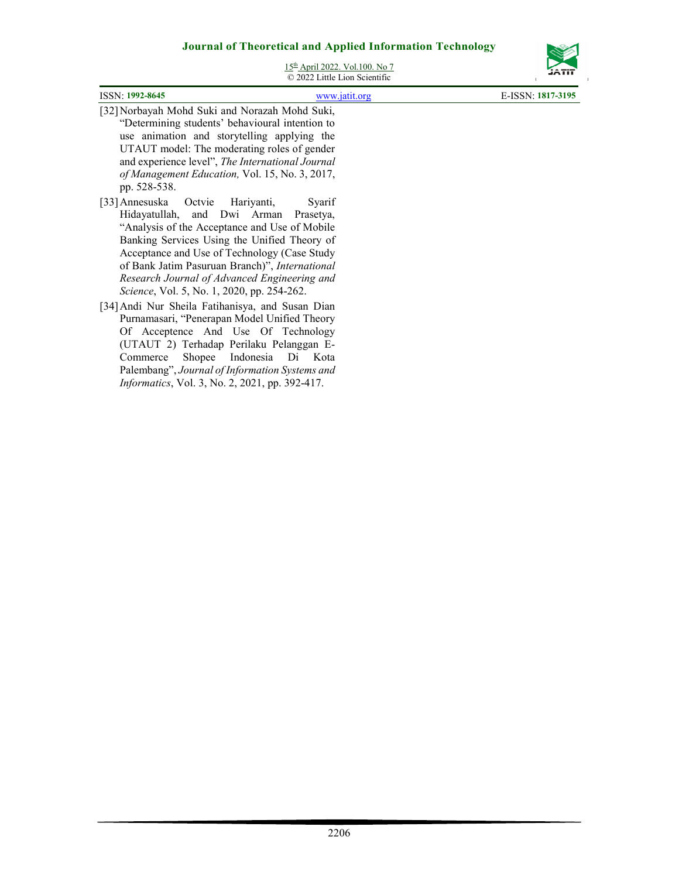[32] Norbayah Mohd Suki and Norazah Mohd Suki, “Determining students’ behavioural intention to use animation and storytelling applying the UTAUT model: The moderating roles of gender and experience level”, *The International Journal of Management Education,* Vol. 15, No. 3, 2017, pp. 528-538.

[33] Annesuska Octvie Hariyanti, Syarif Hidayatullah, and Dwi Arman Prasetya, “Analysis of the Acceptance and Use of Mobile Banking Services Using the Unified Theory of Acceptance and Use of Technology (Case Study of Bank Jatim Pasuruan Branch)”, *International Research Journal of Advanced Engineering and Science*, Vol. 5, No. 1, 2020, pp. 254-262.

[34] Andi Nur Sheila Fatihanisya, and Susan Dian Purnamasari, “Penerapan Model Unified Theory Of Acceptence And Use Of Technology (UTAUT 2) Terhadap Perilaku Pelanggan E-Commerce Shopee Indonesia Di Kota Palembang”, *Journal of Information Systems and Informatics*, Vol. 3, No. 2, 2021, pp. 392-417.